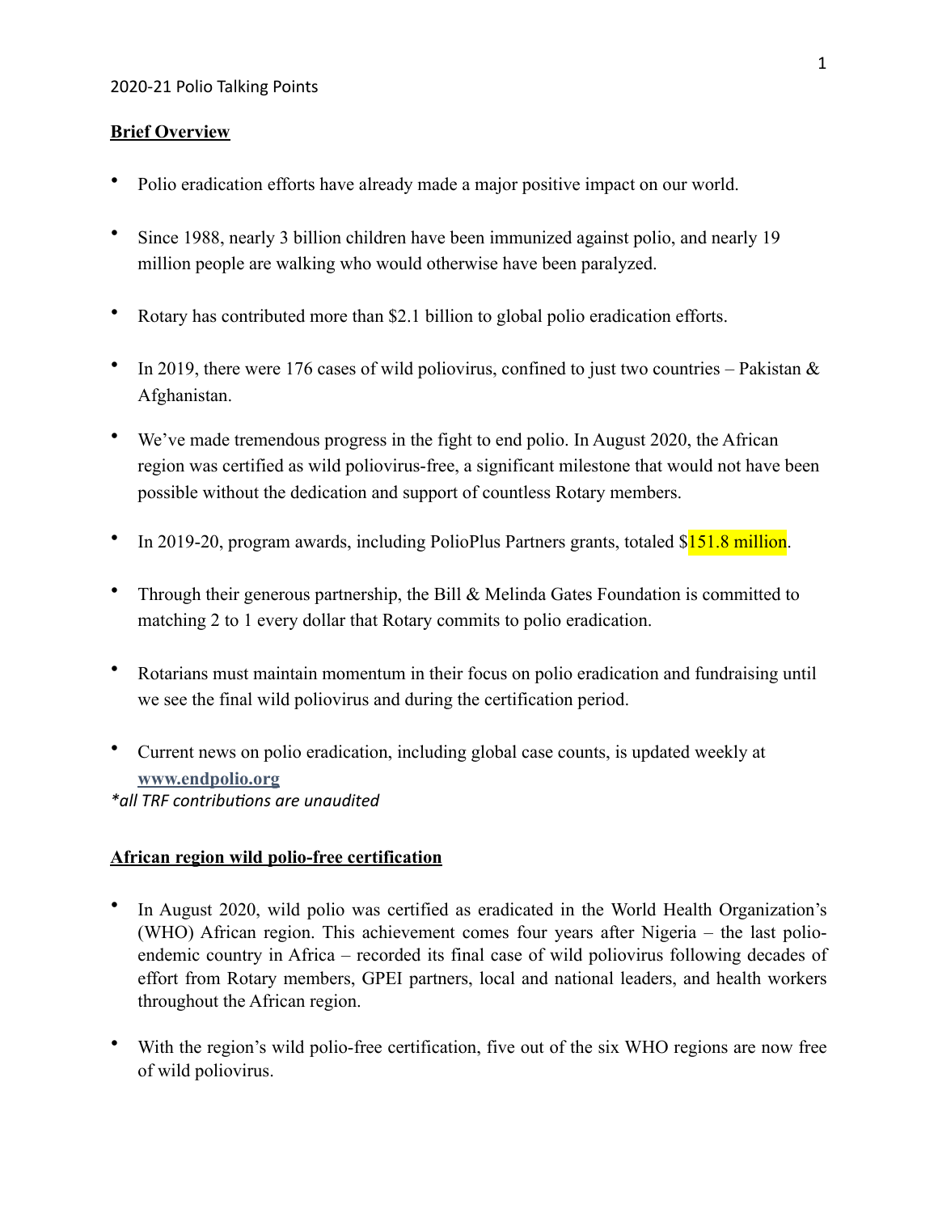2020-21 Polio Talking Points

**Brief Overview**

- Polio eradication efforts have already made a major positive impact on our world.
- Since 1988, nearly 3 billion children have been immunized against polio, and nearly 19 million people are walking who would otherwise have been paralyzed.
- Rotary has contributed more than $2.1 billion to global polio eradication efforts.
- In 2019, there were 176 cases of wild poliovirus, confined to just two countries – Pakistan & Afghanistan.
- We've made tremendous progress in the fight to end polio. In August 2020, the African region was certified as wild poliovirus-free, a significant milestone that would not have been possible without the dedication and support of countless Rotary members.
- In 2019-20, program awards, including PolioPlus Partners grants, totaled $151.8 million.
- Through their generous partnership, the Bill & Melinda Gates Foundation is committed to matching 2 to 1 every dollar that Rotary commits to polio eradication.
- Rotarians must maintain momentum in their focus on polio eradication and fundraising until we see the final wild poliovirus and during the certification period.
- Current news on polio eradication, including global case counts, is updated weekly at [www.endpolio.org](http://www.endpolio.org)

*\*all TRF contributions are unaudited*

**African region wild polio-free certification**

- In August 2020, wild polio was certified as eradicated in the World Health Organization's (WHO) African region. This achievement comes four years after Nigeria – the last polio-endemic country in Africa – recorded its final case of wild poliovirus following decades of effort from Rotary members, GPEI partners, local and national leaders, and health workers throughout the African region.
- With the region's wild polio-free certification, five out of the six WHO regions are now free of wild poliovirus.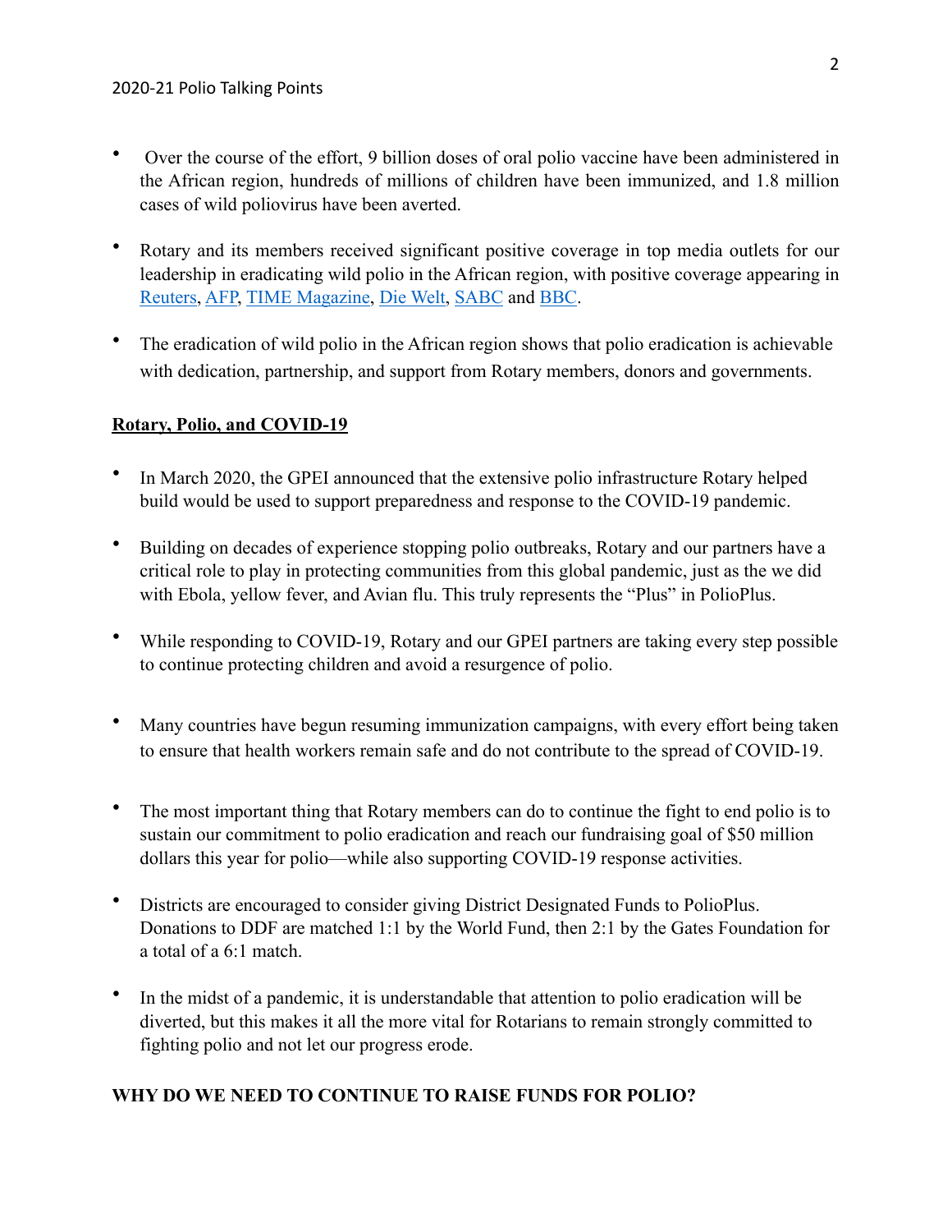- Over the course of the effort, 9 billion doses of oral polio vaccine have been administered in the African region, hundreds of millions of children have been immunized, and 1.8 million cases of wild poliovirus have been averted.

- Rotary and its members received significant positive coverage in top media outlets for our leadership in eradicating wild polio in the African region, with positive coverage appearing in Reuters, AFP, TIME Magazine, Die Welt, SABC and BBC.

- The eradication of wild polio in the African region shows that polio eradication is achievable with dedication, partnership, and support from Rotary members, donors and governments.

**Rotary, Polio, and COVID-19**

- In March 2020, the GPEI announced that the extensive polio infrastructure Rotary helped build would be used to support preparedness and response to the COVID-19 pandemic.

- Building on decades of experience stopping polio outbreaks, Rotary and our partners have a critical role to play in protecting communities from this global pandemic, just as the we did with Ebola, yellow fever, and Avian flu. This truly represents the "Plus" in PolioPlus.

- While responding to COVID-19, Rotary and our GPEI partners are taking every step possible to continue protecting children and avoid a resurgence of polio.

- Many countries have begun resuming immunization campaigns, with every effort being taken to ensure that health workers remain safe and do not contribute to the spread of COVID-19.

- The most important thing that Rotary members can do to continue the fight to end polio is to sustain our commitment to polio eradication and reach our fundraising goal of $50 million dollars this year for polio—while also supporting COVID-19 response activities.

- Districts are encouraged to consider giving District Designated Funds to PolioPlus. Donations to DDF are matched 1:1 by the World Fund, then 2:1 by the Gates Foundation for a total of a 6:1 match.

- In the midst of a pandemic, it is understandable that attention to polio eradication will be diverted, but this makes it all the more vital for Rotarians to remain strongly committed to fighting polio and not let our progress erode.

**WHY DO WE NEED TO CONTINUE TO RAISE FUNDS FOR POLIO?**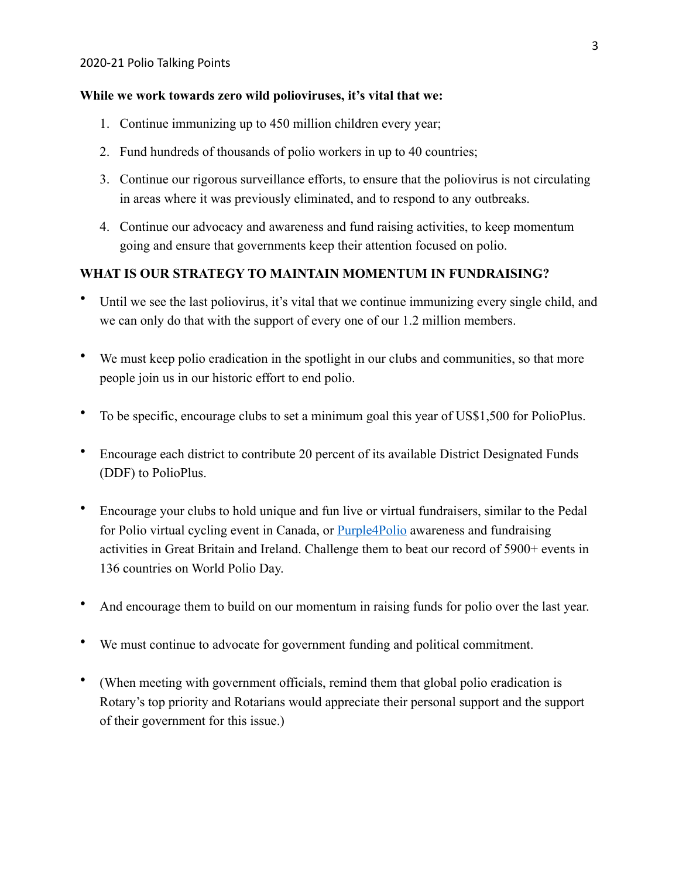**While we work towards zero wild polioviruses, it's vital that we:**

1. Continue immunizing up to 450 million children every year;
2. Fund hundreds of thousands of polio workers in up to 40 countries;
3. Continue our rigorous surveillance efforts, to ensure that the poliovirus is not circulating in areas where it was previously eliminated, and to respond to any outbreaks.
4. Continue our advocacy and awareness and fund raising activities, to keep momentum going and ensure that governments keep their attention focused on polio.

**WHAT IS OUR STRATEGY TO MAINTAIN MOMENTUM IN FUNDRAISING?**

- Until we see the last poliovirus, it's vital that we continue immunizing every single child, and we can only do that with the support of every one of our 1.2 million members.
- We must keep polio eradication in the spotlight in our clubs and communities, so that more people join us in our historic effort to end polio.
- To be specific, encourage clubs to set a minimum goal this year of US$1,500 for PolioPlus.
- Encourage each district to contribute 20 percent of its available District Designated Funds (DDF) to PolioPlus.
- Encourage your clubs to hold unique and fun live or virtual fundraisers, similar to the Pedal for Polio virtual cycling event in Canada, or Purple4Polio awareness and fundraising activities in Great Britain and Ireland. Challenge them to beat our record of 5900+ events in 136 countries on World Polio Day.
- And encourage them to build on our momentum in raising funds for polio over the last year.
- We must continue to advocate for government funding and political commitment.
- (When meeting with government officials, remind them that global polio eradication is Rotary's top priority and Rotarians would appreciate their personal support and the support of their government for this issue.)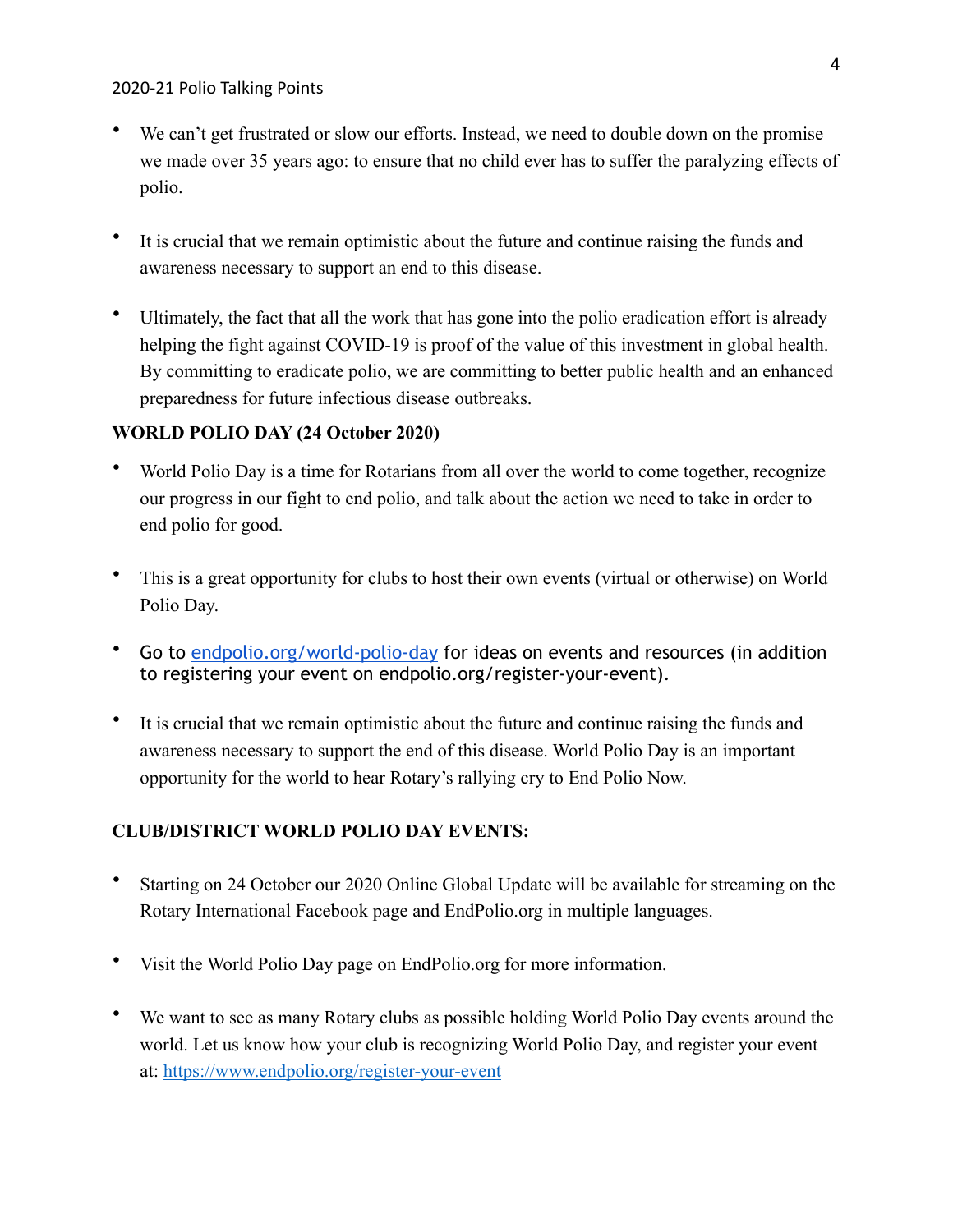- We can't get frustrated or slow our efforts. Instead, we need to double down on the promise we made over 35 years ago: to ensure that no child ever has to suffer the paralyzing effects of polio.

- It is crucial that we remain optimistic about the future and continue raising the funds and awareness necessary to support an end to this disease.

- Ultimately, the fact that all the work that has gone into the polio eradication effort is already helping the fight against COVID-19 is proof of the value of this investment in global health. By committing to eradicate polio, we are committing to better public health and an enhanced preparedness for future infectious disease outbreaks.

**WORLD POLIO DAY (24 October 2020)**

- World Polio Day is a time for Rotarians from all over the world to come together, recognize our progress in our fight to end polio, and talk about the action we need to take in order to end polio for good.

- This is a great opportunity for clubs to host their own events (virtual or otherwise) on World Polio Day.

- Go to endpolio.org/world-polio-day for ideas on events and resources (in addition to registering your event on endpolio.org/register-your-event).

- It is crucial that we remain optimistic about the future and continue raising the funds and awareness necessary to support the end of this disease. World Polio Day is an important opportunity for the world to hear Rotary's rallying cry to End Polio Now.

**CLUB/DISTRICT WORLD POLIO DAY EVENTS:**

- Starting on 24 October our 2020 Online Global Update will be available for streaming on the Rotary International Facebook page and EndPolio.org in multiple languages.

- Visit the World Polio Day page on EndPolio.org for more information.

- We want to see as many Rotary clubs as possible holding World Polio Day events around the world. Let us know how your club is recognizing World Polio Day, and register your event at: https://www.endpolio.org/register-your-event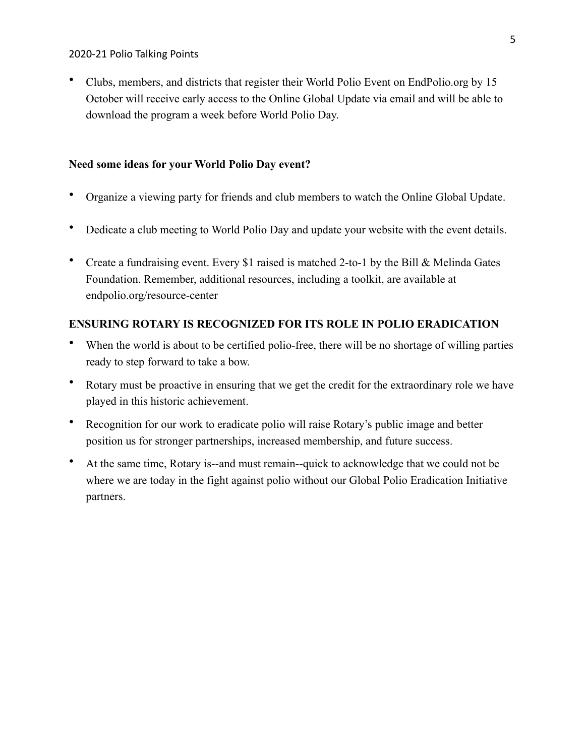- Clubs, members, and districts that register their World Polio Event on EndPolio.org by 15 October will receive early access to the Online Global Update via email and will be able to download the program a week before World Polio Day.

**Need some ideas for your World Polio Day event?**

- Organize a viewing party for friends and club members to watch the Online Global Update.
- Dedicate a club meeting to World Polio Day and update your website with the event details.
- Create a fundraising event. Every $1 raised is matched 2-to-1 by the Bill & Melinda Gates Foundation. Remember, additional resources, including a toolkit, are available at endpolio.org/resource-center

**ENSURING ROTARY IS RECOGNIZED FOR ITS ROLE IN POLIO ERADICATION**

- When the world is about to be certified polio-free, there will be no shortage of willing parties ready to step forward to take a bow.
- Rotary must be proactive in ensuring that we get the credit for the extraordinary role we have played in this historic achievement.
- Recognition for our work to eradicate polio will raise Rotary's public image and better position us for stronger partnerships, increased membership, and future success.
- At the same time, Rotary is--and must remain--quick to acknowledge that we could not be where we are today in the fight against polio without our Global Polio Eradication Initiative partners.